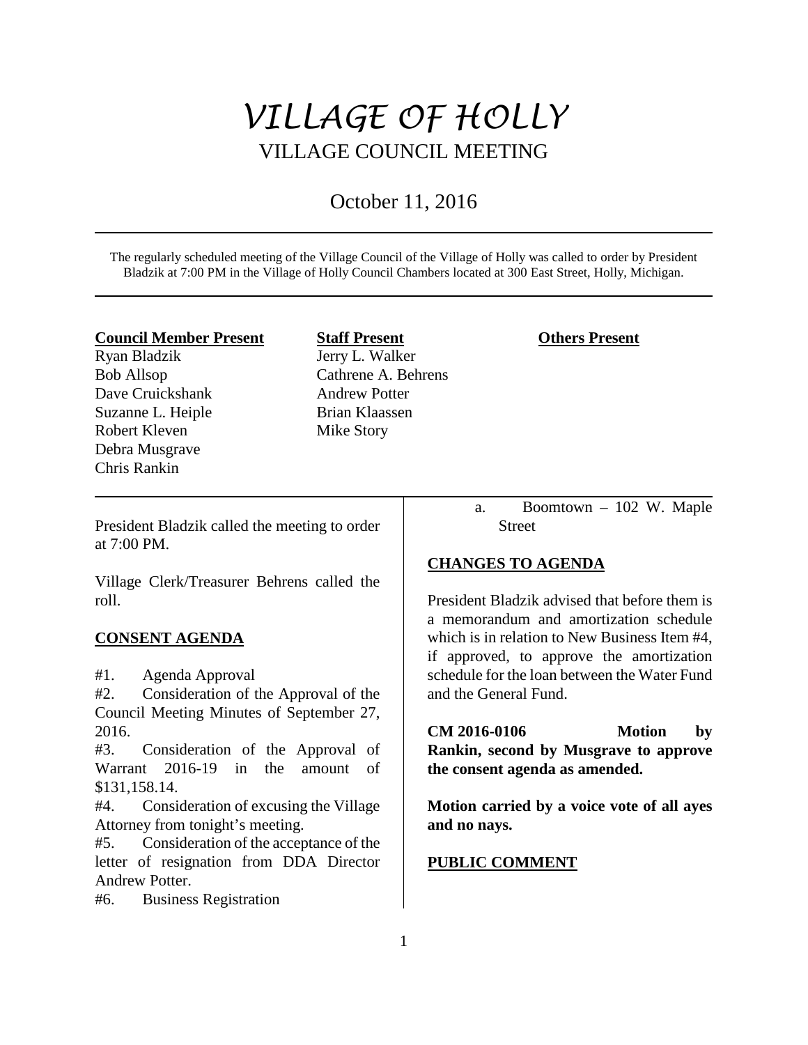# VILLAGE OF HOLLY

## VILLAGE COUNCIL MEETING

October 11, 2016

The regularly scheduled meeting of the Village Council of the Village of Holly was called to order by President Bladzik at 7:00 PM in the Village of Holly Council Chambers located at 300 East Street, Holly, Michigan.

| **Council Member Present** | **Staff Present** | **Others Present** |
|---|---|---|
| Ryan Bladzik | Jerry L. Walker | |
| Bob Allsop | Cathrene A. Behrens | |
| Dave Cruickshank | Andrew Potter | |
| Suzanne L. Heiple | Brian Klaassen | |
| Robert Kleven | Mike Story | |
| Debra Musgrave | | |
| Chris Rankin | | |

President Bladzik called the meeting to order at 7:00 PM.

Village Clerk/Treasurer Behrens called the roll.

**CONSENT AGENDA**

#1. Agenda Approval
#2. Consideration of the Approval of the Council Meeting Minutes of September 27, 2016.
#3. Consideration of the Approval of Warrant 2016-19 in the amount of $131,158.14.
#4. Consideration of excusing the Village Attorney from tonight's meeting.
#5. Consideration of the acceptance of the letter of resignation from DDA Director Andrew Potter.
#6. Business Registration

a. Boomtown – 102 W. Maple Street

**CHANGES TO AGENDA**

President Bladzik advised that before them is a memorandum and amortization schedule which is in relation to New Business Item #4, if approved, to approve the amortization schedule for the loan between the Water Fund and the General Fund.

**CM 2016-0106 Motion by Rankin, second by Musgrave to approve the consent agenda as amended.**

**Motion carried by a voice vote of all ayes and no nays.**

**PUBLIC COMMENT**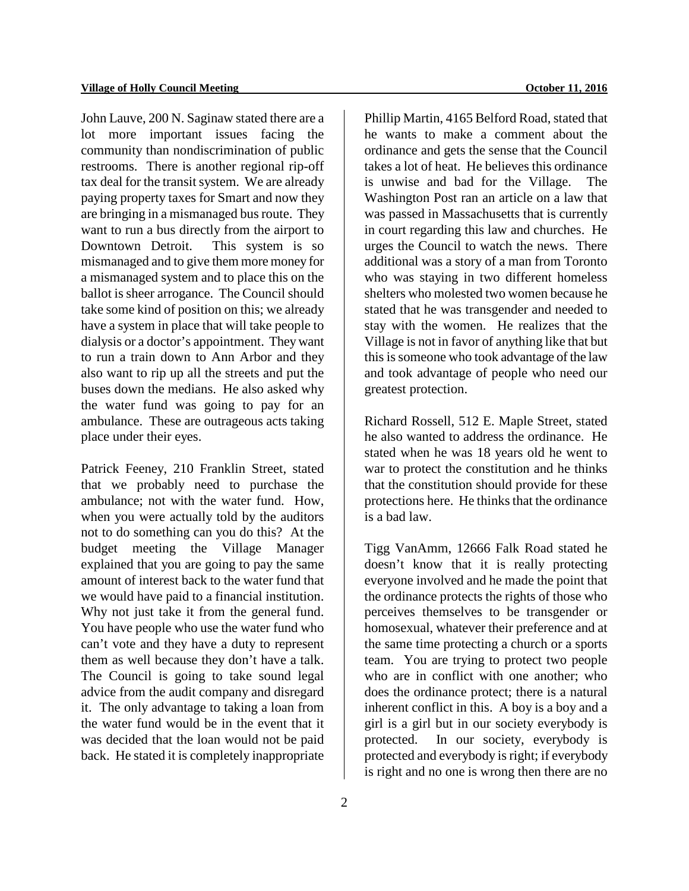John Lauve, 200 N. Saginaw stated there are a lot more important issues facing the community than nondiscrimination of public restrooms. There is another regional rip-off tax deal for the transit system. We are already paying property taxes for Smart and now they are bringing in a mismanaged bus route. They want to run a bus directly from the airport to Downtown Detroit. This system is so mismanaged and to give them more money for a mismanaged system and to place this on the ballot is sheer arrogance. The Council should take some kind of position on this; we already have a system in place that will take people to dialysis or a doctor's appointment. They want to run a train down to Ann Arbor and they also want to rip up all the streets and put the buses down the medians. He also asked why the water fund was going to pay for an ambulance. These are outrageous acts taking place under their eyes.

Patrick Feeney, 210 Franklin Street, stated that we probably need to purchase the ambulance; not with the water fund. How, when you were actually told by the auditors not to do something can you do this? At the budget meeting the Village Manager explained that you are going to pay the same amount of interest back to the water fund that we would have paid to a financial institution. Why not just take it from the general fund. You have people who use the water fund who can't vote and they have a duty to represent them as well because they don't have a talk. The Council is going to take sound legal advice from the audit company and disregard it. The only advantage to taking a loan from the water fund would be in the event that it was decided that the loan would not be paid back. He stated it is completely inappropriate

Phillip Martin, 4165 Belford Road, stated that he wants to make a comment about the ordinance and gets the sense that the Council takes a lot of heat. He believes this ordinance is unwise and bad for the Village. The Washington Post ran an article on a law that was passed in Massachusetts that is currently in court regarding this law and churches. He urges the Council to watch the news. There additional was a story of a man from Toronto who was staying in two different homeless shelters who molested two women because he stated that he was transgender and needed to stay with the women. He realizes that the Village is not in favor of anything like that but this is someone who took advantage of the law and took advantage of people who need our greatest protection.

Richard Rossell, 512 E. Maple Street, stated he also wanted to address the ordinance. He stated when he was 18 years old he went to war to protect the constitution and he thinks that the constitution should provide for these protections here. He thinks that the ordinance is a bad law.

Tigg VanAmm, 12666 Falk Road stated he doesn't know that it is really protecting everyone involved and he made the point that the ordinance protects the rights of those who perceives themselves to be transgender or homosexual, whatever their preference and at the same time protecting a church or a sports team. You are trying to protect two people who are in conflict with one another; who does the ordinance protect; there is a natural inherent conflict in this. A boy is a boy and a girl is a girl but in our society everybody is protected. In our society, everybody is protected and everybody is right; if everybody is right and no one is wrong then there are no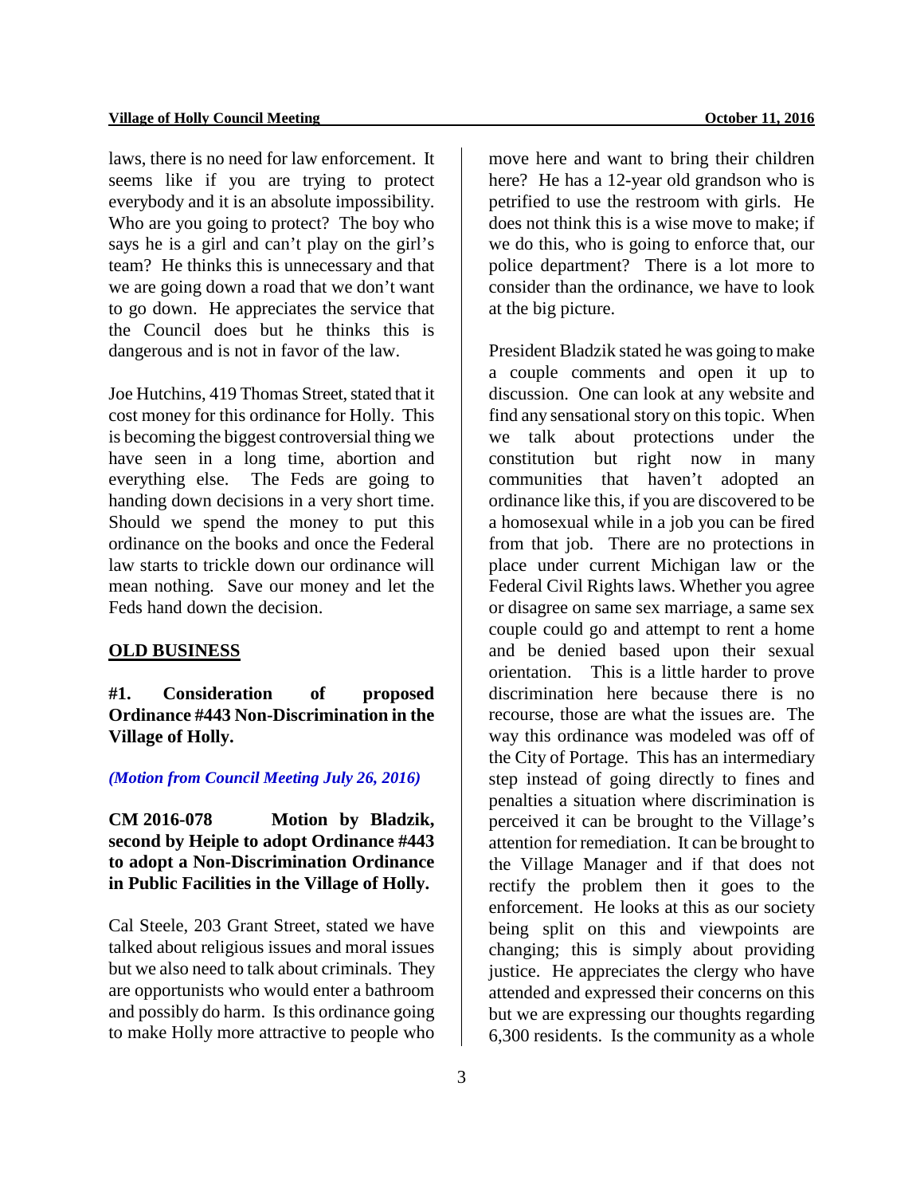laws, there is no need for law enforcement. It seems like if you are trying to protect everybody and it is an absolute impossibility. Who are you going to protect? The boy who says he is a girl and can't play on the girl's team? He thinks this is unnecessary and that we are going down a road that we don't want to go down. He appreciates the service that the Council does but he thinks this is dangerous and is not in favor of the law.

Joe Hutchins, 419 Thomas Street, stated that it cost money for this ordinance for Holly. This is becoming the biggest controversial thing we have seen in a long time, abortion and everything else. The Feds are going to handing down decisions in a very short time. Should we spend the money to put this ordinance on the books and once the Federal law starts to trickle down our ordinance will mean nothing. Save our money and let the Feds hand down the decision.

## OLD BUSINESS

**#1. Consideration of proposed Ordinance #443 Non-Discrimination in the Village of Holly.**

***(Motion from Council Meeting July 26, 2016)***

**CM 2016-078 Motion by Bladzik, second by Heiple to adopt Ordinance #443 to adopt a Non-Discrimination Ordinance in Public Facilities in the Village of Holly.**

Cal Steele, 203 Grant Street, stated we have talked about religious issues and moral issues but we also need to talk about criminals. They are opportunists who would enter a bathroom and possibly do harm. Is this ordinance going to make Holly more attractive to people who move here and want to bring their children here? He has a 12-year old grandson who is petrified to use the restroom with girls. He does not think this is a wise move to make; if we do this, who is going to enforce that, our police department? There is a lot more to consider than the ordinance, we have to look at the big picture.

President Bladzik stated he was going to make a couple comments and open it up to discussion. One can look at any website and find any sensational story on this topic. When we talk about protections under the constitution but right now in many communities that haven't adopted an ordinance like this, if you are discovered to be a homosexual while in a job you can be fired from that job. There are no protections in place under current Michigan law or the Federal Civil Rights laws. Whether you agree or disagree on same sex marriage, a same sex couple could go and attempt to rent a home and be denied based upon their sexual orientation. This is a little harder to prove discrimination here because there is no recourse, those are what the issues are. The way this ordinance was modeled was off of the City of Portage. This has an intermediary step instead of going directly to fines and penalties a situation where discrimination is perceived it can be brought to the Village's attention for remediation. It can be brought to the Village Manager and if that does not rectify the problem then it goes to the enforcement. He looks at this as our society being split on this and viewpoints are changing; this is simply about providing justice. He appreciates the clergy who have attended and expressed their concerns on this but we are expressing our thoughts regarding 6,300 residents. Is the community as a whole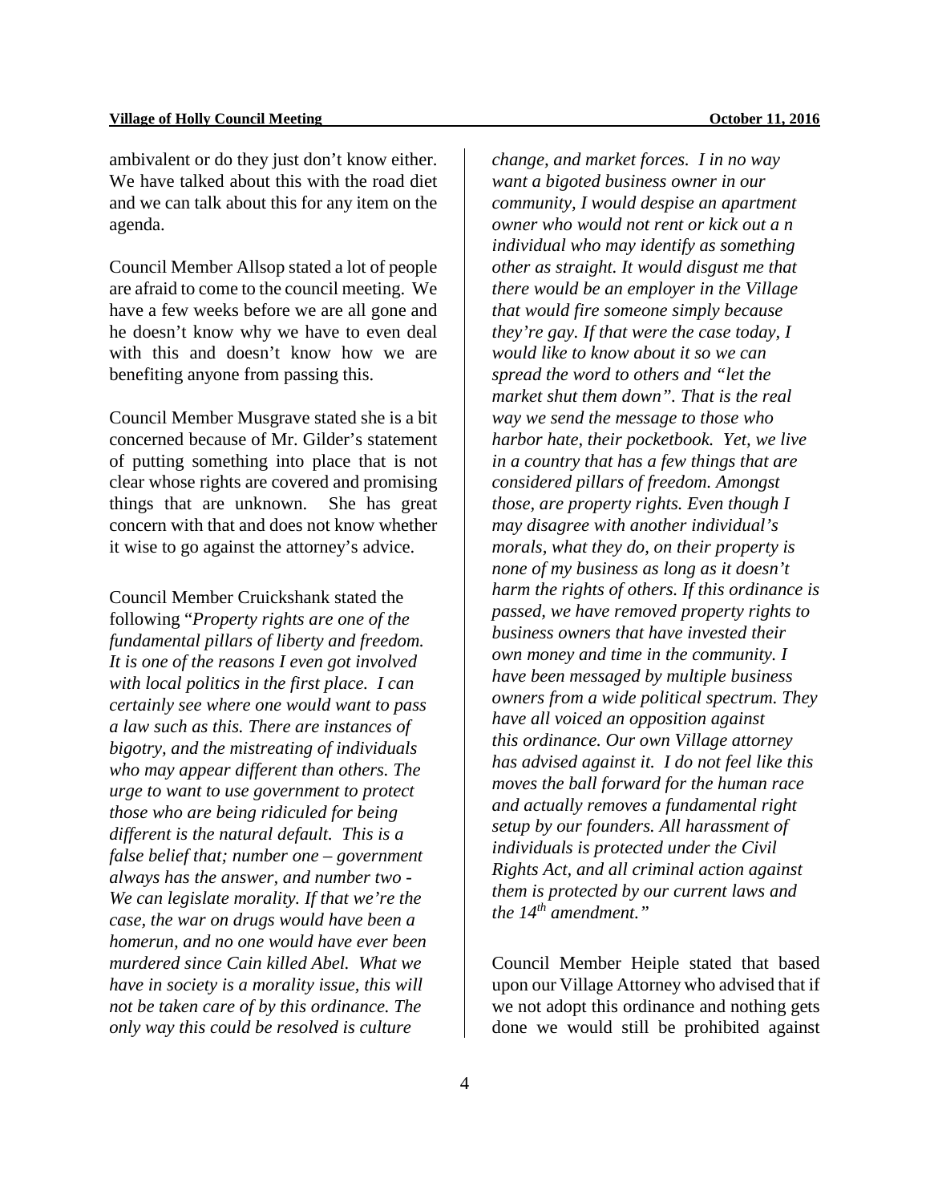ambivalent or do they just don't know either. We have talked about this with the road diet and we can talk about this for any item on the agenda.

Council Member Allsop stated a lot of people are afraid to come to the council meeting. We have a few weeks before we are all gone and he doesn't know why we have to even deal with this and doesn't know how we are benefiting anyone from passing this.

Council Member Musgrave stated she is a bit concerned because of Mr. Gilder's statement of putting something into place that is not clear whose rights are covered and promising things that are unknown. She has great concern with that and does not know whether it wise to go against the attorney's advice.

Council Member Cruickshank stated the following "*Property rights are one of the fundamental pillars of liberty and freedom. It is one of the reasons I even got involved with local politics in the first place. I can certainly see where one would want to pass a law such as this. There are instances of bigotry, and the mistreating of individuals who may appear different than others. The urge to want to use government to protect those who are being ridiculed for being different is the natural default. This is a false belief that; number one – government always has the answer, and number two - We can legislate morality. If that we're the case, the war on drugs would have been a homerun, and no one would have ever been murdered since Cain killed Abel. What we have in society is a morality issue, this will not be taken care of by this ordinance. The only way this could be resolved is culture change, and market forces. I in no way want a bigoted business owner in our community, I would despise an apartment owner who would not rent or kick out a n individual who may identify as something other as straight. It would disgust me that there would be an employer in the Village that would fire someone simply because they're gay. If that were the case today, I would like to know about it so we can spread the word to others and "let the market shut them down". That is the real way we send the message to those who harbor hate, their pocketbook. Yet, we live in a country that has a few things that are considered pillars of freedom. Amongst those, are property rights. Even though I may disagree with another individual's morals, what they do, on their property is none of my business as long as it doesn't harm the rights of others. If this ordinance is passed, we have removed property rights to business owners that have invested their own money and time in the community. I have been messaged by multiple business owners from a wide political spectrum. They have all voiced an opposition against this ordinance. Our own Village attorney has advised against it. I do not feel like this moves the ball forward for the human race and actually removes a fundamental right setup by our founders. All harassment of individuals is protected under the Civil Rights Act, and all criminal action against them is protected by our current laws and the 14th amendment.*"

Council Member Heiple stated that based upon our Village Attorney who advised that if we not adopt this ordinance and nothing gets done we would still be prohibited against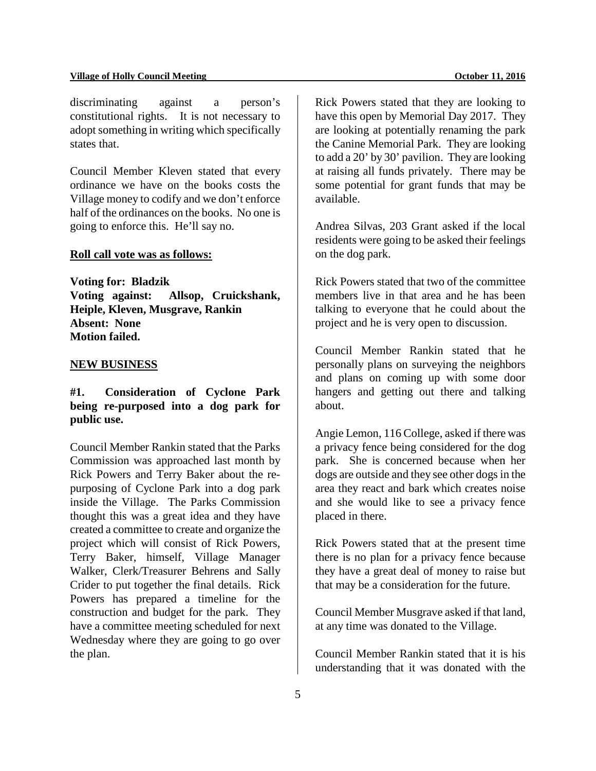discriminating against a person's constitutional rights. It is not necessary to adopt something in writing which specifically states that.

Council Member Kleven stated that every ordinance we have on the books costs the Village money to codify and we don't enforce half of the ordinances on the books. No one is going to enforce this. He'll say no.

**Roll call vote was as follows:**

**Voting for: Bladzik**
**Voting against: Allsop, Cruickshank, Heiple, Kleven, Musgrave, Rankin**
**Absent: None**
**Motion failed.**

**NEW BUSINESS**

**#1. Consideration of Cyclone Park being re-purposed into a dog park for public use.**

Council Member Rankin stated that the Parks Commission was approached last month by Rick Powers and Terry Baker about the re-purposing of Cyclone Park into a dog park inside the Village. The Parks Commission thought this was a great idea and they have created a committee to create and organize the project which will consist of Rick Powers, Terry Baker, himself, Village Manager Walker, Clerk/Treasurer Behrens and Sally Crider to put together the final details. Rick Powers has prepared a timeline for the construction and budget for the park. They have a committee meeting scheduled for next Wednesday where they are going to go over the plan.

Rick Powers stated that they are looking to have this open by Memorial Day 2017. They are looking at potentially renaming the park the Canine Memorial Park. They are looking to add a 20' by 30' pavilion. They are looking at raising all funds privately. There may be some potential for grant funds that may be available.

Andrea Silvas, 203 Grant asked if the local residents were going to be asked their feelings on the dog park.

Rick Powers stated that two of the committee members live in that area and he has been talking to everyone that he could about the project and he is very open to discussion.

Council Member Rankin stated that he personally plans on surveying the neighbors and plans on coming up with some door hangers and getting out there and talking about.

Angie Lemon, 116 College, asked if there was a privacy fence being considered for the dog park. She is concerned because when her dogs are outside and they see other dogs in the area they react and bark which creates noise and she would like to see a privacy fence placed in there.

Rick Powers stated that at the present time there is no plan for a privacy fence because they have a great deal of money to raise but that may be a consideration for the future.

Council Member Musgrave asked if that land, at any time was donated to the Village.

Council Member Rankin stated that it is his understanding that it was donated with the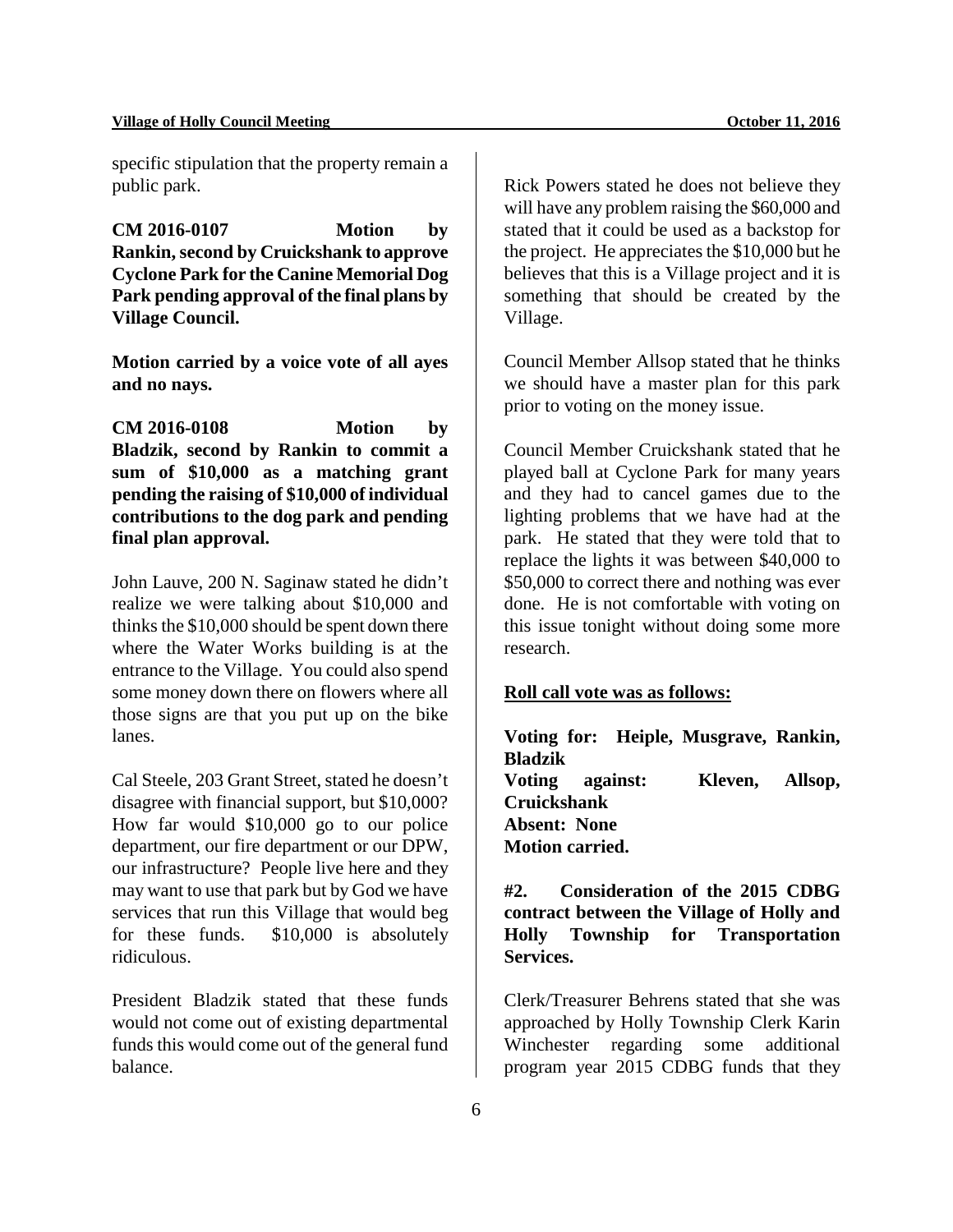specific stipulation that the property remain a public park.

**CM 2016-0107 Motion by Rankin, second by Cruickshank to approve Cyclone Park for the Canine Memorial Dog Park pending approval of the final plans by Village Council.**

**Motion carried by a voice vote of all ayes and no nays.**

**CM 2016-0108 Motion by Bladzik, second by Rankin to commit a sum of $10,000 as a matching grant pending the raising of $10,000 of individual contributions to the dog park and pending final plan approval.**

John Lauve, 200 N. Saginaw stated he didn't realize we were talking about $10,000 and thinks the $10,000 should be spent down there where the Water Works building is at the entrance to the Village. You could also spend some money down there on flowers where all those signs are that you put up on the bike lanes.

Cal Steele, 203 Grant Street, stated he doesn't disagree with financial support, but $10,000? How far would $10,000 go to our police department, our fire department or our DPW, our infrastructure? People live here and they may want to use that park but by God we have services that run this Village that would beg for these funds. $10,000 is absolutely ridiculous.

President Bladzik stated that these funds would not come out of existing departmental funds this would come out of the general fund balance.

Rick Powers stated he does not believe they will have any problem raising the $60,000 and stated that it could be used as a backstop for the project. He appreciates the $10,000 but he believes that this is a Village project and it is something that should be created by the Village.

Council Member Allsop stated that he thinks we should have a master plan for this park prior to voting on the money issue.

Council Member Cruickshank stated that he played ball at Cyclone Park for many years and they had to cancel games due to the lighting problems that we have had at the park. He stated that they were told that to replace the lights it was between $40,000 to $50,000 to correct there and nothing was ever done. He is not comfortable with voting on this issue tonight without doing some more research.

**Roll call vote was as follows:**

**Voting for: Heiple, Musgrave, Rankin, Bladzik**
**Voting against: Kleven, Allsop, Cruickshank**
**Absent: None**
**Motion carried.**

**#2. Consideration of the 2015 CDBG contract between the Village of Holly and Holly Township for Transportation Services.**

Clerk/Treasurer Behrens stated that she was approached by Holly Township Clerk Karin Winchester regarding some additional program year 2015 CDBG funds that they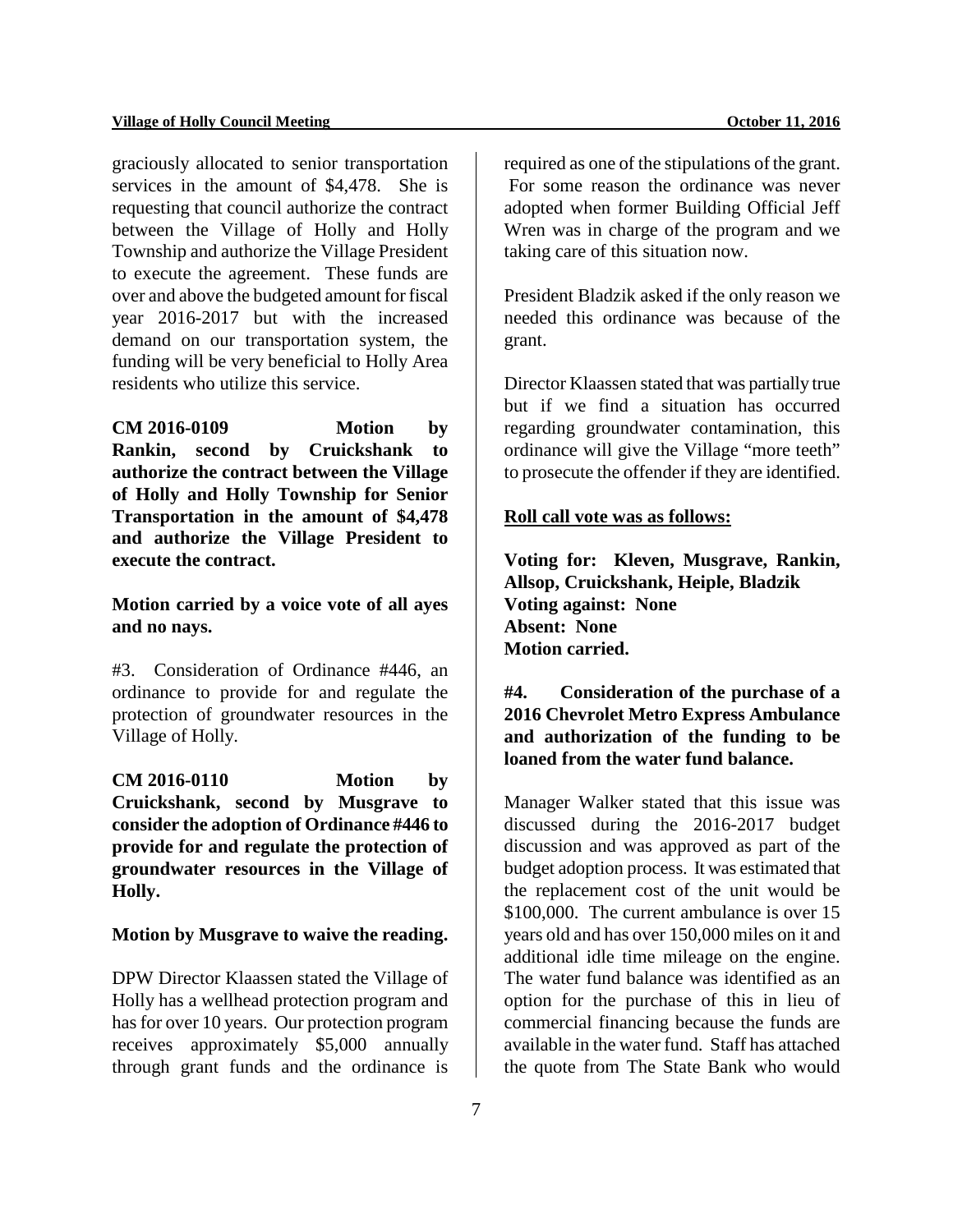graciously allocated to senior transportation services in the amount of $4,478. She is requesting that council authorize the contract between the Village of Holly and Holly Township and authorize the Village President to execute the agreement. These funds are over and above the budgeted amount for fiscal year 2016-2017 but with the increased demand on our transportation system, the funding will be very beneficial to Holly Area residents who utilize this service.

**CM 2016-0109 Motion by Rankin, second by Cruickshank to authorize the contract between the Village of Holly and Holly Township for Senior Transportation in the amount of $4,478 and authorize the Village President to execute the contract.**

**Motion carried by a voice vote of all ayes and no nays.**

#3. Consideration of Ordinance #446, an ordinance to provide for and regulate the protection of groundwater resources in the Village of Holly.

**CM 2016-0110 Motion by Cruickshank, second by Musgrave to consider the adoption of Ordinance #446 to provide for and regulate the protection of groundwater resources in the Village of Holly.**

**Motion by Musgrave to waive the reading.**

DPW Director Klaassen stated the Village of Holly has a wellhead protection program and has for over 10 years. Our protection program receives approximately $5,000 annually through grant funds and the ordinance is required as one of the stipulations of the grant. For some reason the ordinance was never adopted when former Building Official Jeff Wren was in charge of the program and we taking care of this situation now.

President Bladzik asked if the only reason we needed this ordinance was because of the grant.

Director Klaassen stated that was partially true but if we find a situation has occurred regarding groundwater contamination, this ordinance will give the Village "more teeth" to prosecute the offender if they are identified.

**Roll call vote was as follows:**

**Voting for: Kleven, Musgrave, Rankin, Allsop, Cruickshank, Heiple, Bladzik**
**Voting against: None**
**Absent: None**
**Motion carried.**

**#4. Consideration of the purchase of a 2016 Chevrolet Metro Express Ambulance and authorization of the funding to be loaned from the water fund balance.**

Manager Walker stated that this issue was discussed during the 2016-2017 budget discussion and was approved as part of the budget adoption process. It was estimated that the replacement cost of the unit would be $100,000. The current ambulance is over 15 years old and has over 150,000 miles on it and additional idle time mileage on the engine. The water fund balance was identified as an option for the purchase of this in lieu of commercial financing because the funds are available in the water fund. Staff has attached the quote from The State Bank who would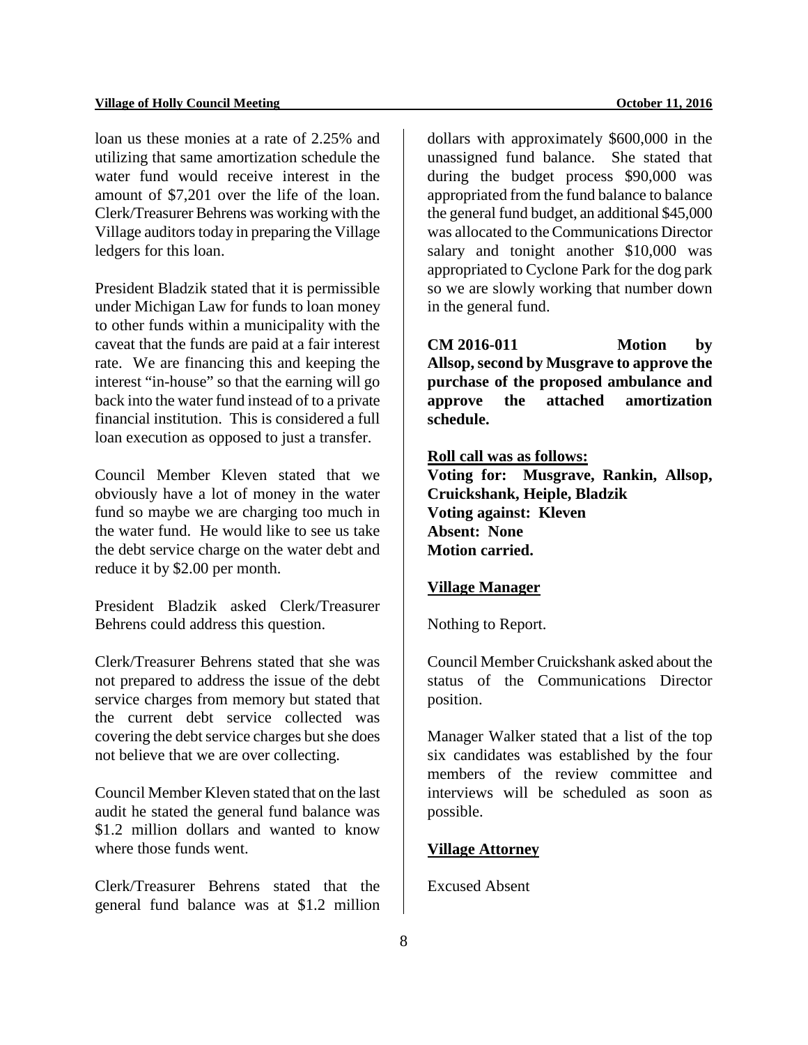loan us these monies at a rate of 2.25% and utilizing that same amortization schedule the water fund would receive interest in the amount of $7,201 over the life of the loan. Clerk/Treasurer Behrens was working with the Village auditors today in preparing the Village ledgers for this loan.

President Bladzik stated that it is permissible under Michigan Law for funds to loan money to other funds within a municipality with the caveat that the funds are paid at a fair interest rate. We are financing this and keeping the interest "in-house" so that the earning will go back into the water fund instead of to a private financial institution. This is considered a full loan execution as opposed to just a transfer.

Council Member Kleven stated that we obviously have a lot of money in the water fund so maybe we are charging too much in the water fund. He would like to see us take the debt service charge on the water debt and reduce it by $2.00 per month.

President Bladzik asked Clerk/Treasurer Behrens could address this question.

Clerk/Treasurer Behrens stated that she was not prepared to address the issue of the debt service charges from memory but stated that the current debt service collected was covering the debt service charges but she does not believe that we are over collecting.

Council Member Kleven stated that on the last audit he stated the general fund balance was $1.2 million dollars and wanted to know where those funds went.

Clerk/Treasurer Behrens stated that the general fund balance was at $1.2 million dollars with approximately $600,000 in the unassigned fund balance. She stated that during the budget process $90,000 was appropriated from the fund balance to balance the general fund budget, an additional $45,000 was allocated to the Communications Director salary and tonight another $10,000 was appropriated to Cyclone Park for the dog park so we are slowly working that number down in the general fund.

**CM 2016-011 Motion by Allsop, second by Musgrave to approve the purchase of the proposed ambulance and approve the attached amortization schedule.**

**Roll call was as follows:**
**Voting for: Musgrave, Rankin, Allsop, Cruickshank, Heiple, Bladzik**
**Voting against: Kleven**
**Absent: None**
**Motion carried.**

## Village Manager

Nothing to Report.

Council Member Cruickshank asked about the status of the Communications Director position.

Manager Walker stated that a list of the top six candidates was established by the four members of the review committee and interviews will be scheduled as soon as possible.

## Village Attorney

Excused Absent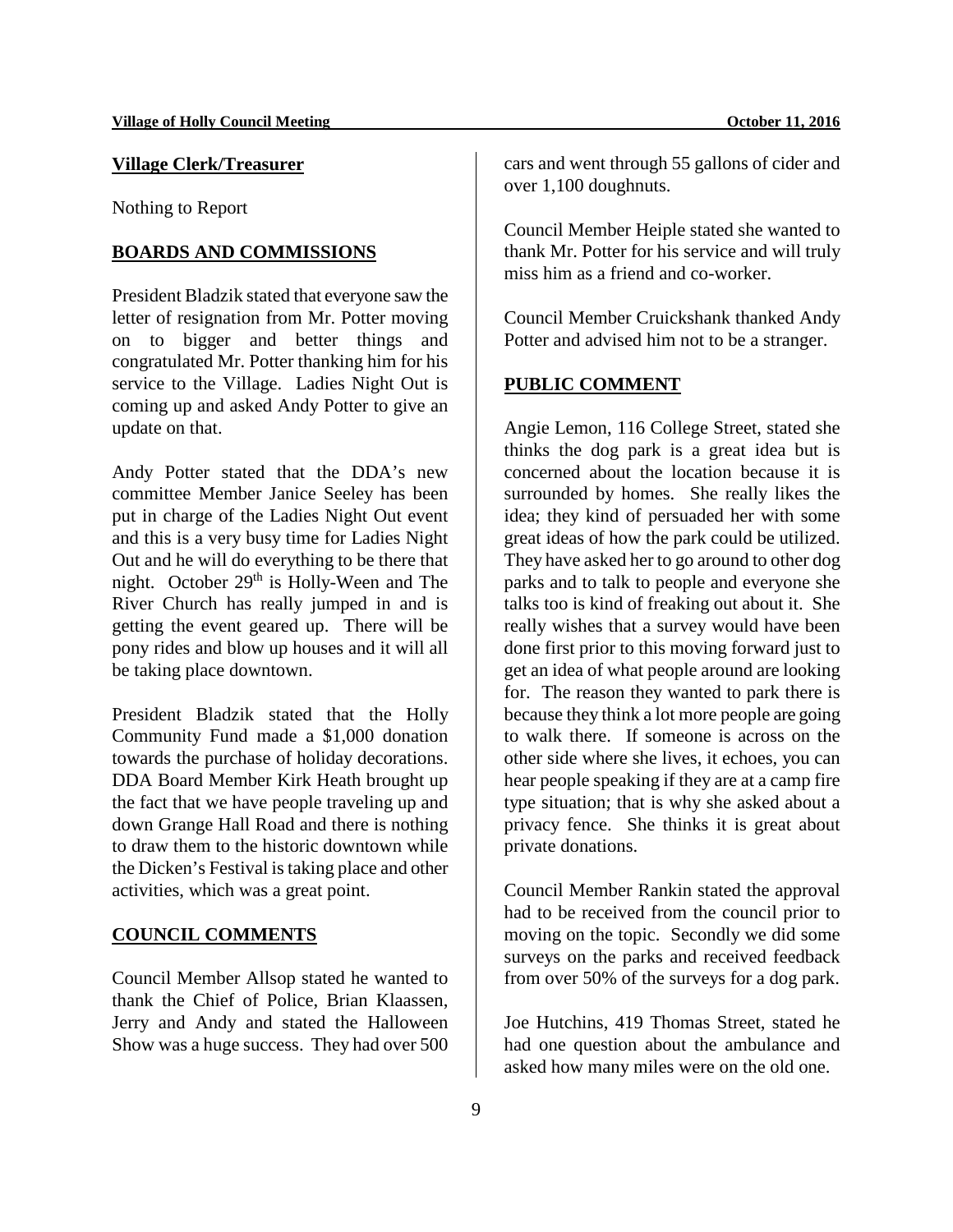**Village Clerk/Treasurer**

Nothing to Report

**BOARDS AND COMMISSIONS**

President Bladzik stated that everyone saw the letter of resignation from Mr. Potter moving on to bigger and better things and congratulated Mr. Potter thanking him for his service to the Village. Ladies Night Out is coming up and asked Andy Potter to give an update on that.

Andy Potter stated that the DDA's new committee Member Janice Seeley has been put in charge of the Ladies Night Out event and this is a very busy time for Ladies Night Out and he will do everything to be there that night. October 29th is Holly-Ween and The River Church has really jumped in and is getting the event geared up. There will be pony rides and blow up houses and it will all be taking place downtown.

President Bladzik stated that the Holly Community Fund made a $1,000 donation towards the purchase of holiday decorations. DDA Board Member Kirk Heath brought up the fact that we have people traveling up and down Grange Hall Road and there is nothing to draw them to the historic downtown while the Dicken's Festival is taking place and other activities, which was a great point.

**COUNCIL COMMENTS**

Council Member Allsop stated he wanted to thank the Chief of Police, Brian Klaassen, Jerry and Andy and stated the Halloween Show was a huge success. They had over 500 cars and went through 55 gallons of cider and over 1,100 doughnuts.

Council Member Heiple stated she wanted to thank Mr. Potter for his service and will truly miss him as a friend and co-worker.

Council Member Cruickshank thanked Andy Potter and advised him not to be a stranger.

**PUBLIC COMMENT**

Angie Lemon, 116 College Street, stated she thinks the dog park is a great idea but is concerned about the location because it is surrounded by homes. She really likes the idea; they kind of persuaded her with some great ideas of how the park could be utilized. They have asked her to go around to other dog parks and to talk to people and everyone she talks too is kind of freaking out about it. She really wishes that a survey would have been done first prior to this moving forward just to get an idea of what people around are looking for. The reason they wanted to park there is because they think a lot more people are going to walk there. If someone is across on the other side where she lives, it echoes, you can hear people speaking if they are at a camp fire type situation; that is why she asked about a privacy fence. She thinks it is great about private donations.

Council Member Rankin stated the approval had to be received from the council prior to moving on the topic. Secondly we did some surveys on the parks and received feedback from over 50% of the surveys for a dog park.

Joe Hutchins, 419 Thomas Street, stated he had one question about the ambulance and asked how many miles were on the old one.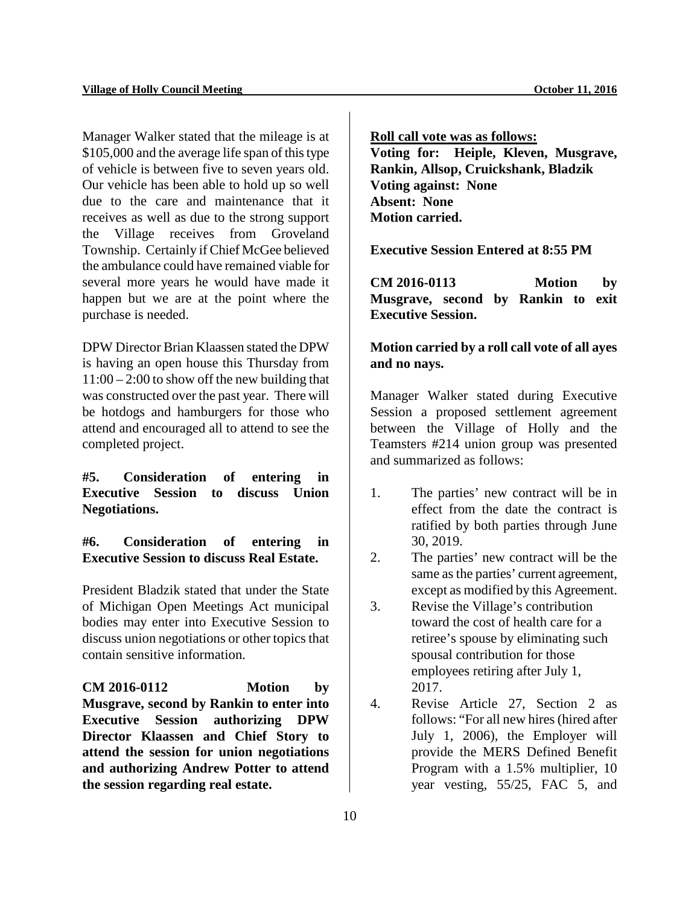Manager Walker stated that the mileage is at $105,000 and the average life span of this type of vehicle is between five to seven years old. Our vehicle has been able to hold up so well due to the care and maintenance that it receives as well as due to the strong support the Village receives from Groveland Township. Certainly if Chief McGee believed the ambulance could have remained viable for several more years he would have made it happen but we are at the point where the purchase is needed.

DPW Director Brian Klaassen stated the DPW is having an open house this Thursday from 11:00 – 2:00 to show off the new building that was constructed over the past year. There will be hotdogs and hamburgers for those who attend and encouraged all to attend to see the completed project.

**#5. Consideration of entering in Executive Session to discuss Union Negotiations.**

**#6. Consideration of entering in Executive Session to discuss Real Estate.**

President Bladzik stated that under the State of Michigan Open Meetings Act municipal bodies may enter into Executive Session to discuss union negotiations or other topics that contain sensitive information.

**CM 2016-0112 Motion by Musgrave, second by Rankin to enter into Executive Session authorizing DPW Director Klaassen and Chief Story to attend the session for union negotiations and authorizing Andrew Potter to attend the session regarding real estate.**

**Roll call vote was as follows:**
**Voting for: Heiple, Kleven, Musgrave, Rankin, Allsop, Cruickshank, Bladzik**
**Voting against: None**
**Absent: None**
**Motion carried.**

**Executive Session Entered at 8:55 PM**

**CM 2016-0113 Motion by Musgrave, second by Rankin to exit Executive Session.**

**Motion carried by a roll call vote of all ayes and no nays.**

Manager Walker stated during Executive Session a proposed settlement agreement between the Village of Holly and the Teamsters #214 union group was presented and summarized as follows:

1. The parties' new contract will be in effect from the date the contract is ratified by both parties through June 30, 2019.
2. The parties' new contract will be the same as the parties' current agreement, except as modified by this Agreement.
3. Revise the Village's contribution toward the cost of health care for a retiree's spouse by eliminating such spousal contribution for those employees retiring after July 1, 2017.
4. Revise Article 27, Section 2 as follows: "For all new hires (hired after July 1, 2006), the Employer will provide the MERS Defined Benefit Program with a 1.5% multiplier, 10 year vesting, 55/25, FAC 5, and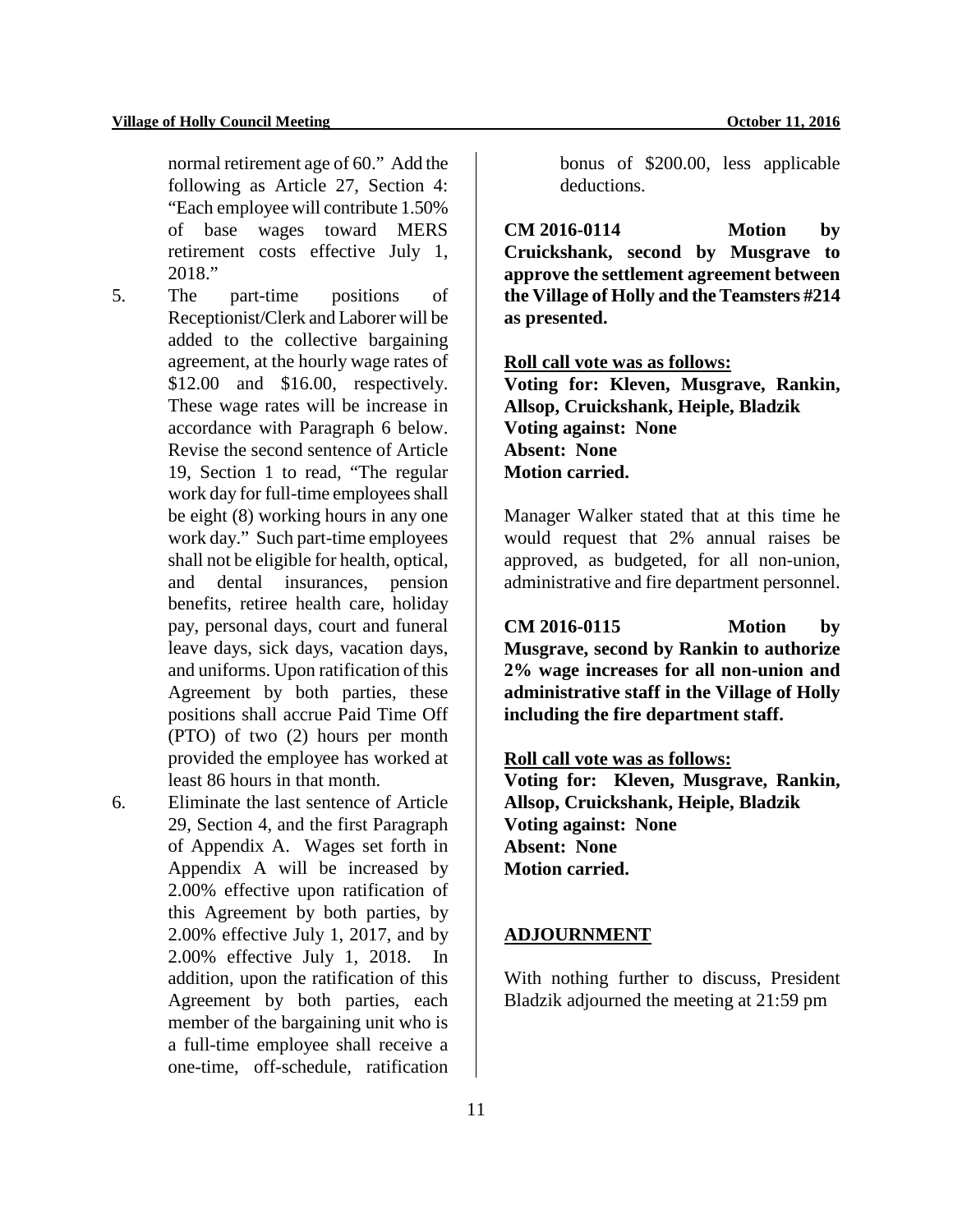normal retirement age of 60." Add the following as Article 27, Section 4: "Each employee will contribute 1.50% of base wages toward MERS retirement costs effective July 1, 2018."

5. The part-time positions of Receptionist/Clerk and Laborer will be added to the collective bargaining agreement, at the hourly wage rates of $12.00 and $16.00, respectively. These wage rates will be increase in accordance with Paragraph 6 below. Revise the second sentence of Article 19, Section 1 to read, "The regular work day for full-time employees shall be eight (8) working hours in any one work day." Such part-time employees shall not be eligible for health, optical, and dental insurances, pension benefits, retiree health care, holiday pay, personal days, court and funeral leave days, sick days, vacation days, and uniforms. Upon ratification of this Agreement by both parties, these positions shall accrue Paid Time Off (PTO) of two (2) hours per month provided the employee has worked at least 86 hours in that month.
6. Eliminate the last sentence of Article 29, Section 4, and the first Paragraph of Appendix A. Wages set forth in Appendix A will be increased by 2.00% effective upon ratification of this Agreement by both parties, by 2.00% effective July 1, 2017, and by 2.00% effective July 1, 2018. In addition, upon the ratification of this Agreement by both parties, each member of the bargaining unit who is a full-time employee shall receive a one-time, off-schedule, ratification bonus of $200.00, less applicable deductions.

**CM 2016-0114 Motion by Cruickshank, second by Musgrave to approve the settlement agreement between the Village of Holly and the Teamsters #214 as presented.**

**Roll call vote was as follows:**
**Voting for: Kleven, Musgrave, Rankin, Allsop, Cruickshank, Heiple, Bladzik**
**Voting against: None**
**Absent: None**
**Motion carried.**

Manager Walker stated that at this time he would request that 2% annual raises be approved, as budgeted, for all non-union, administrative and fire department personnel.

**CM 2016-0115 Motion by Musgrave, second by Rankin to authorize 2% wage increases for all non-union and administrative staff in the Village of Holly including the fire department staff.**

**Roll call vote was as follows:**
**Voting for: Kleven, Musgrave, Rankin, Allsop, Cruickshank, Heiple, Bladzik**
**Voting against: None**
**Absent: None**
**Motion carried.**

## ADJOURNMENT

With nothing further to discuss, President Bladzik adjourned the meeting at 21:59 pm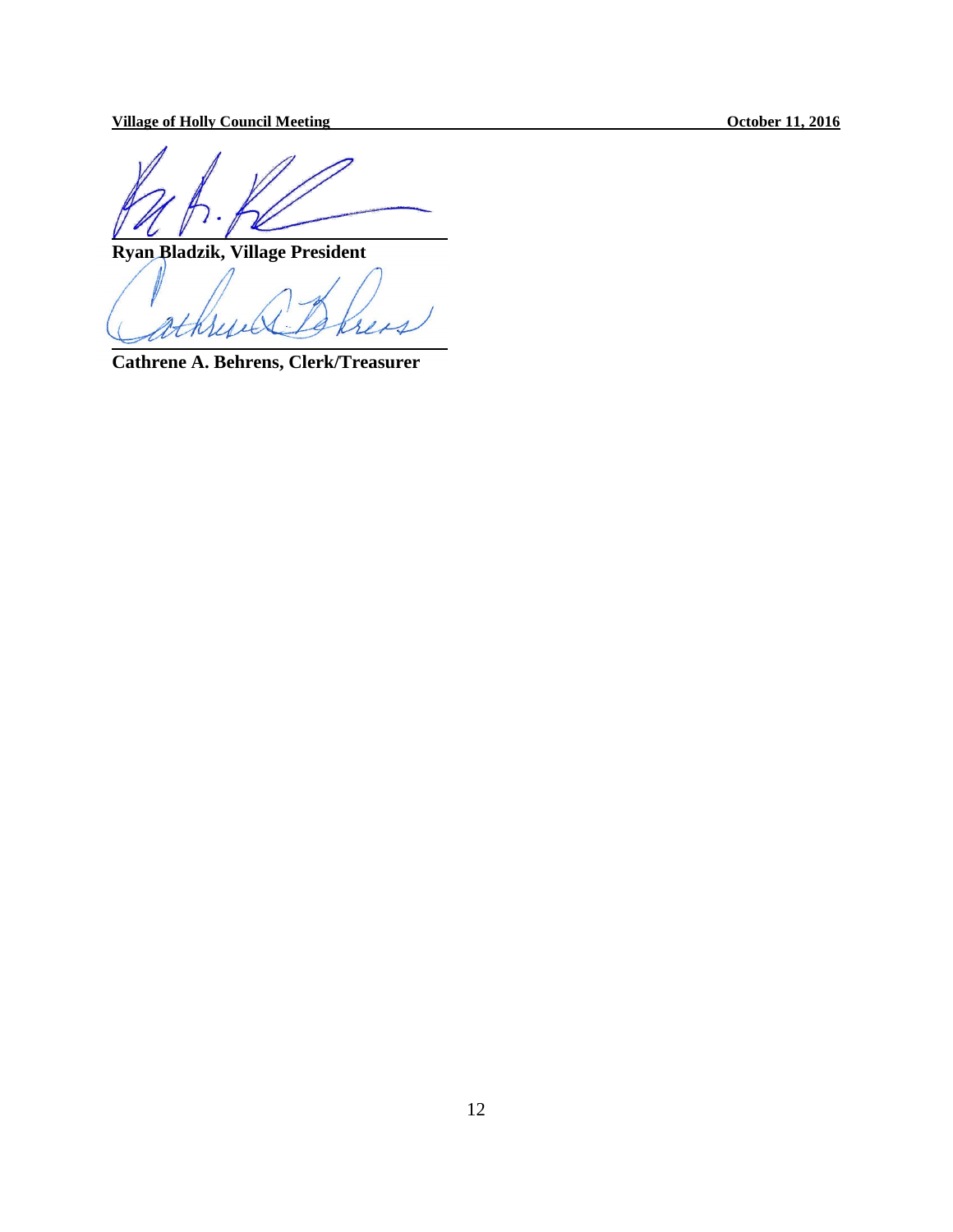Ryan Bladzik, Village President

Cathrene A. Behrens, Clerk/Treasurer